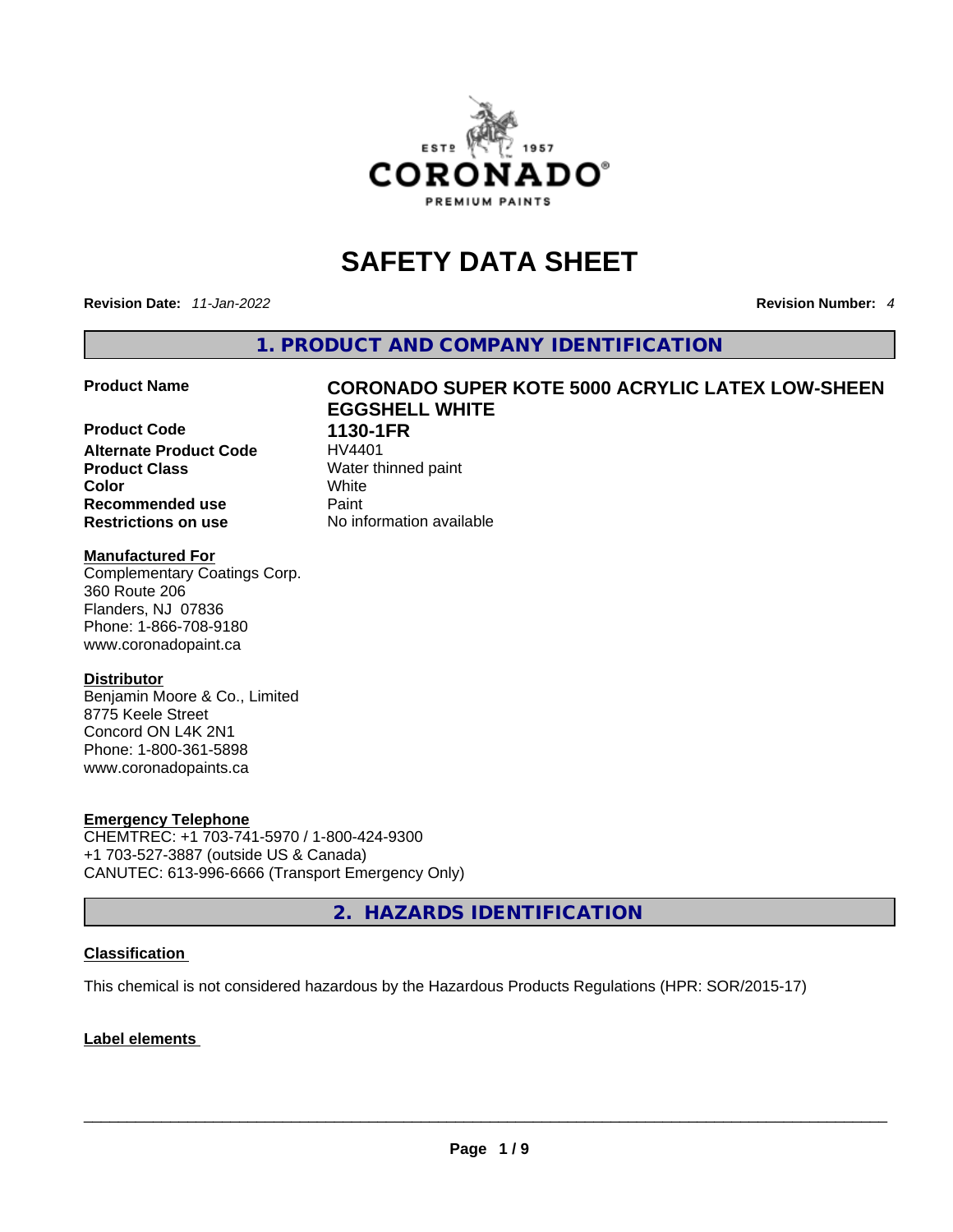# SAFETY DATA SHEET

**Revision Date:** *11-Jan-2022* **Revision Number:** *4*

## 1. PRODUCT AND COMPANY IDENTIFICATION

| | |
|---|---|
| **Product Name** | **CORONADO SUPER KOTE 5000 ACRYLIC LATEX LOW-SHEEN EGGSHELL WHITE** |
| **Product Code** | **1130-1FR** |
| **Alternate Product Code** | HV4401 |
| **Product Class** | Water thinned paint |
| **Color** | White |
| **Recommended use** | Paint |
| **Restrictions on use** | No information available |

**Manufactured For**
Complementary Coatings Corp.
360 Route 206
Flanders, NJ 07836
Phone: 1-866-708-9180
www.coronadopaint.ca

**Distributor**
Benjamin Moore & Co., Limited
8775 Keele Street
Concord ON L4K 2N1
Phone: 1-800-361-5898
www.coronadopaints.ca

**Emergency Telephone**
CHEMTREC: +1 703-741-5970 / 1-800-424-9300
+1 703-527-3887 (outside US & Canada)
CANUTEC: 613-996-6666 (Transport Emergency Only)

## 2. HAZARDS IDENTIFICATION

**Classification**

This chemical is not considered hazardous by the Hazardous Products Regulations (HPR: SOR/2015-17)

**Label elements**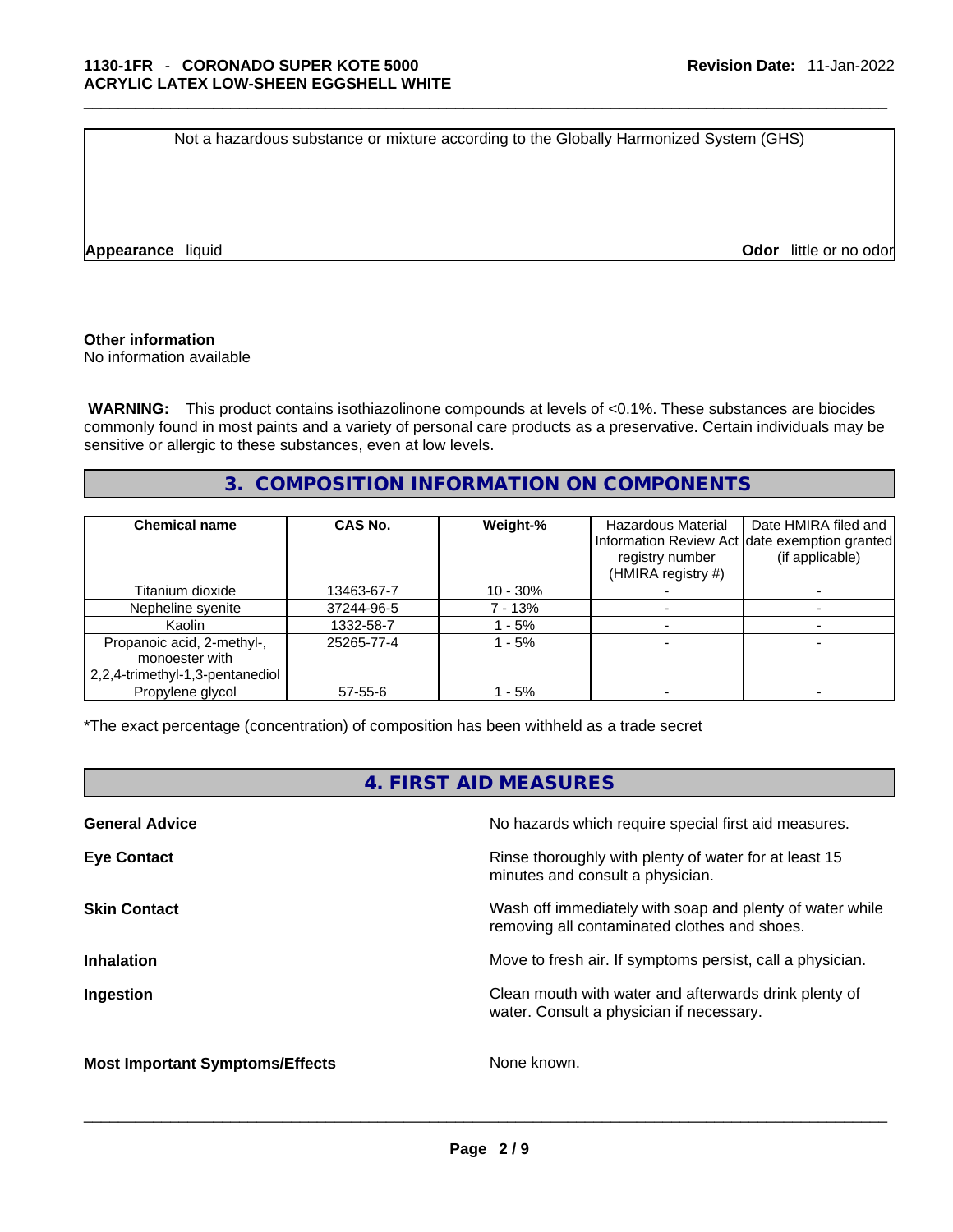Not a hazardous substance or mixture according to the Globally Harmonized System (GHS)

**Appearance** liquid

**Odor** little or no odor

**Other information**

No information available

**WARNING:** This product contains isothiazolinone compounds at levels of <0.1%. These substances are biocides commonly found in most paints and a variety of personal care products as a preservative. Certain individuals may be sensitive or allergic to these substances, even at low levels.

## 3. COMPOSITION INFORMATION ON COMPONENTS

| Chemical name | CAS No. | Weight-% | Hazardous Material Information Review Act registry number (HMIRA registry #) | Date HMIRA filed and date exemption granted (if applicable) |
|---|---|---|---|---|
| Titanium dioxide | 13463-67-7 | 10 - 30% | - | - |
| Nepheline syenite | 37244-96-5 | 7 - 13% | - | - |
| Kaolin | 1332-58-7 | 1 - 5% | - | - |
| Propanoic acid, 2-methyl-, monoester with 2,2,4-trimethyl-1,3-pentanediol | 25265-77-4 | 1 - 5% | - | - |
| Propylene glycol | 57-55-6 | 1 - 5% | - | - |

*The exact percentage (concentration) of composition has been withheld as a trade secret

## 4. FIRST AID MEASURES

**General Advice** No hazards which require special first aid measures.

**Eye Contact** Rinse thoroughly with plenty of water for at least 15 minutes and consult a physician.

**Skin Contact** Wash off immediately with soap and plenty of water while removing all contaminated clothes and shoes.

**Inhalation** Move to fresh air. If symptoms persist, call a physician.

**Ingestion** Clean mouth with water and afterwards drink plenty of water. Consult a physician if necessary.

**Most Important Symptoms/Effects** None known.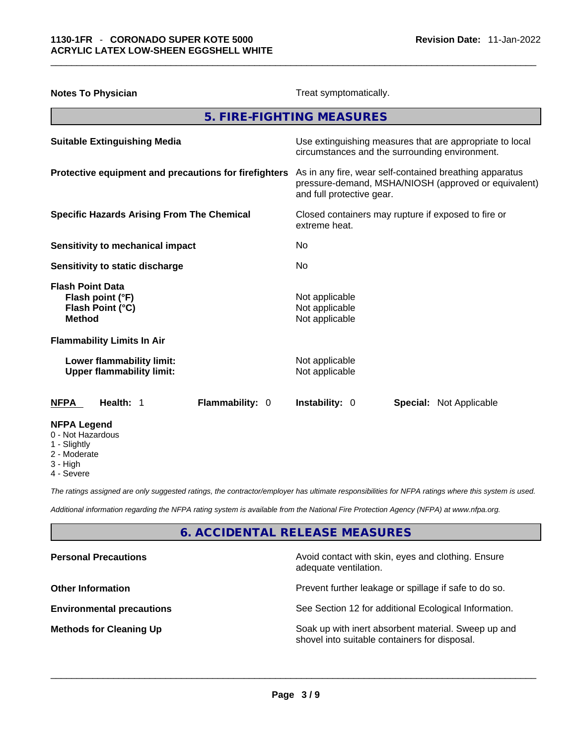| | |
|---|---|
| **Notes To Physician** | Treat symptomatically. |

## 5. FIRE-FIGHTING MEASURES

| | |
|---|---|
| **Suitable Extinguishing Media** | Use extinguishing measures that are appropriate to local circumstances and the surrounding environment. |
| **Protective equipment and precautions for firefighters** | As in any fire, wear self-contained breathing apparatus pressure-demand, MSHA/NIOSH (approved or equivalent) and full protective gear. |
| **Specific Hazards Arising From The Chemical** | Closed containers may rupture if exposed to fire or extreme heat. |
| **Sensitivity to mechanical impact** | No |
| **Sensitivity to static discharge** | No |
| **Flash Point Data** | |
| **Flash point (°F)** | Not applicable |
| **Flash Point (°C)** | Not applicable |
| **Method** | Not applicable |
| **Flammability Limits In Air** | |
| **Lower flammability limit:** | Not applicable |
| **Upper flammability limit:** | Not applicable |

| **NFPA** | **Health:** 1 | **Flammability:** 0 | **Instability:** 0 | **Special:** Not Applicable |
|---|---|---|---|---|

**NFPA Legend**
- 0 - Not Hazardous
- 1 - Slightly
- 2 - Moderate
- 3 - High
- 4 - Severe

*The ratings assigned are only suggested ratings, the contractor/employer has ultimate responsibilities for NFPA ratings where this system is used.*

*Additional information regarding the NFPA rating system is available from the National Fire Protection Agency (NFPA) at www.nfpa.org.*

## 6. ACCIDENTAL RELEASE MEASURES

| | |
|---|---|
| **Personal Precautions** | Avoid contact with skin, eyes and clothing. Ensure adequate ventilation. |
| **Other Information** | Prevent further leakage or spillage if safe to do so. |
| **Environmental precautions** | See Section 12 for additional Ecological Information. |
| **Methods for Cleaning Up** | Soak up with inert absorbent material. Sweep up and shovel into suitable containers for disposal. |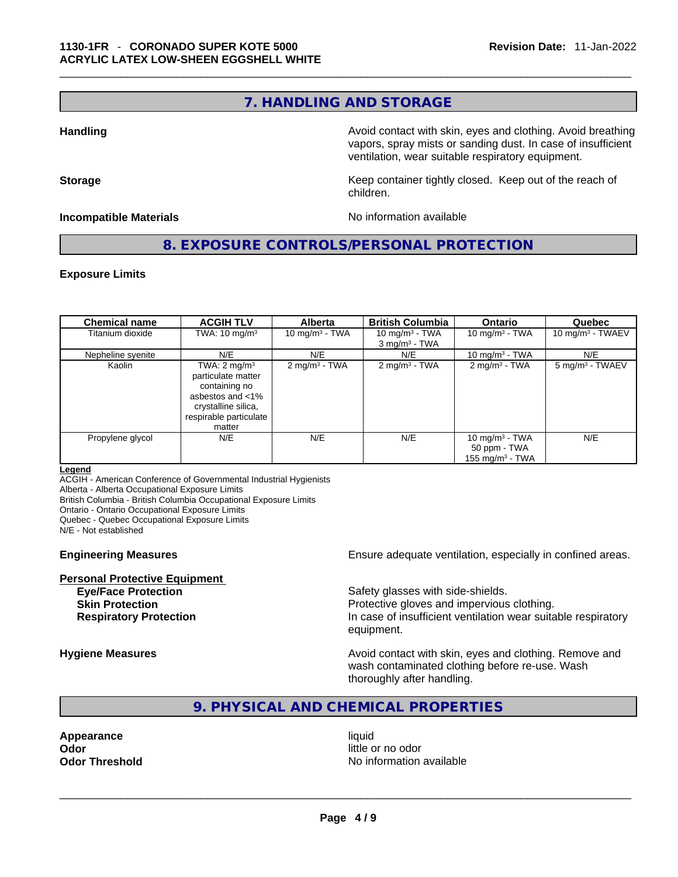## 7. HANDLING AND STORAGE

**Handling** Avoid contact with skin, eyes and clothing. Avoid breathing vapors, spray mists or sanding dust. In case of insufficient ventilation, wear suitable respiratory equipment.

**Storage** Keep container tightly closed. Keep out of the reach of children.

**Incompatible Materials** No information available

## 8. EXPOSURE CONTROLS/PERSONAL PROTECTION

**Exposure Limits**

| Chemical name | ACGIH TLV | Alberta | British Columbia | Ontario | Quebec |
|---|---|---|---|---|---|
| Titanium dioxide | TWA: 10 mg/m³ | 10 mg/m³ - TWA | 10 mg/m³ - TWA<br>3 mg/m³ - TWA | 10 mg/m³ - TWA | 10 mg/m³ - TWAEV |
| Nepheline syenite | N/E | N/E | N/E | 10 mg/m³ - TWA | N/E |
| Kaolin | TWA: 2 mg/m³ particulate matter containing no asbestos and <1% crystalline silica, respirable particulate matter | 2 mg/m³ - TWA | 2 mg/m³ - TWA | 2 mg/m³ - TWA | 5 mg/m³ - TWAEV |
| Propylene glycol | N/E | N/E | N/E | 10 mg/m³ - TWA<br>50 ppm - TWA<br>155 mg/m³ - TWA | N/E |

**Legend**
ACGIH - American Conference of Governmental Industrial Hygienists
Alberta - Alberta Occupational Exposure Limits
British Columbia - British Columbia Occupational Exposure Limits
Ontario - Ontario Occupational Exposure Limits
Quebec - Quebec Occupational Exposure Limits
N/E - Not established

**Engineering Measures** Ensure adequate ventilation, especially in confined areas.

**Personal Protective Equipment**

**Eye/Face Protection** Safety glasses with side-shields.
**Skin Protection** Protective gloves and impervious clothing.
**Respiratory Protection** In case of insufficient ventilation wear suitable respiratory equipment.

**Hygiene Measures** Avoid contact with skin, eyes and clothing. Remove and wash contaminated clothing before re-use. Wash thoroughly after handling.

## 9. PHYSICAL AND CHEMICAL PROPERTIES

**Appearance** liquid
**Odor** little or no odor
**Odor Threshold** No information available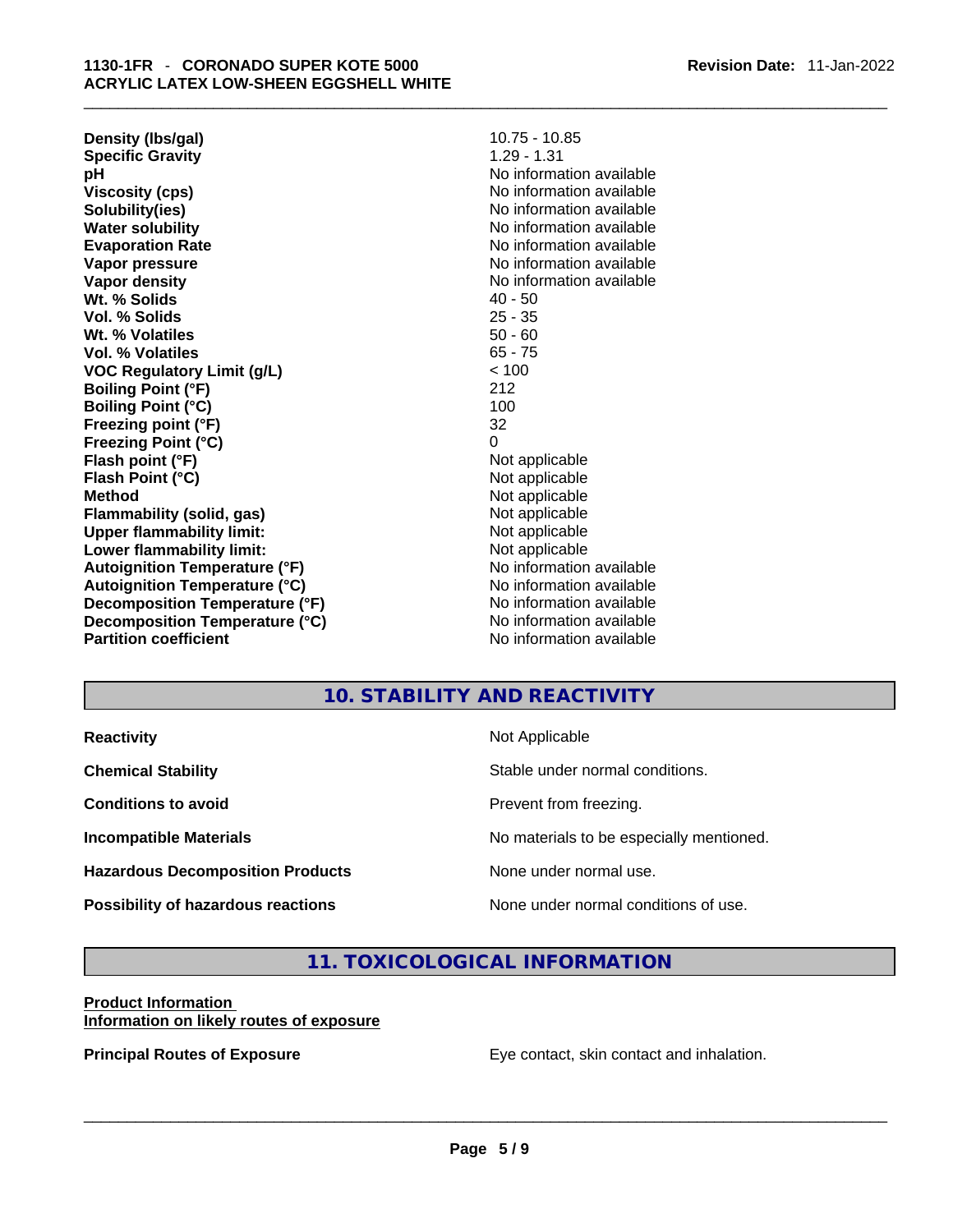| | |
|---|---|
| **Density (lbs/gal)** | 10.75 - 10.85 |
| **Specific Gravity** | 1.29 - 1.31 |
| **pH** | No information available |
| **Viscosity (cps)** | No information available |
| **Solubility(ies)** | No information available |
| **Water solubility** | No information available |
| **Evaporation Rate** | No information available |
| **Vapor pressure** | No information available |
| **Vapor density** | No information available |
| **Wt. % Solids** | 40 - 50 |
| **Vol. % Solids** | 25 - 35 |
| **Wt. % Volatiles** | 50 - 60 |
| **Vol. % Volatiles** | 65 - 75 |
| **VOC Regulatory Limit (g/L)** | < 100 |
| **Boiling Point (°F)** | 212 |
| **Boiling Point (°C)** | 100 |
| **Freezing point (°F)** | 32 |
| **Freezing Point (°C)** | 0 |
| **Flash point (°F)** | Not applicable |
| **Flash Point (°C)** | Not applicable |
| **Method** | Not applicable |
| **Flammability (solid, gas)** | Not applicable |
| **Upper flammability limit:** | Not applicable |
| **Lower flammability limit:** | Not applicable |
| **Autoignition Temperature (°F)** | No information available |
| **Autoignition Temperature (°C)** | No information available |
| **Decomposition Temperature (°F)** | No information available |
| **Decomposition Temperature (°C)** | No information available |
| **Partition coefficient** | No information available |

## 10. STABILITY AND REACTIVITY

| | |
|---|---|
| **Reactivity** | Not Applicable |
| **Chemical Stability** | Stable under normal conditions. |
| **Conditions to avoid** | Prevent from freezing. |
| **Incompatible Materials** | No materials to be especially mentioned. |
| **Hazardous Decomposition Products** | None under normal use. |
| **Possibility of hazardous reactions** | None under normal conditions of use. |

## 11. TOXICOLOGICAL INFORMATION

**Product Information**

**Information on likely routes of exposure**

**Principal Routes of Exposure** Eye contact, skin contact and inhalation.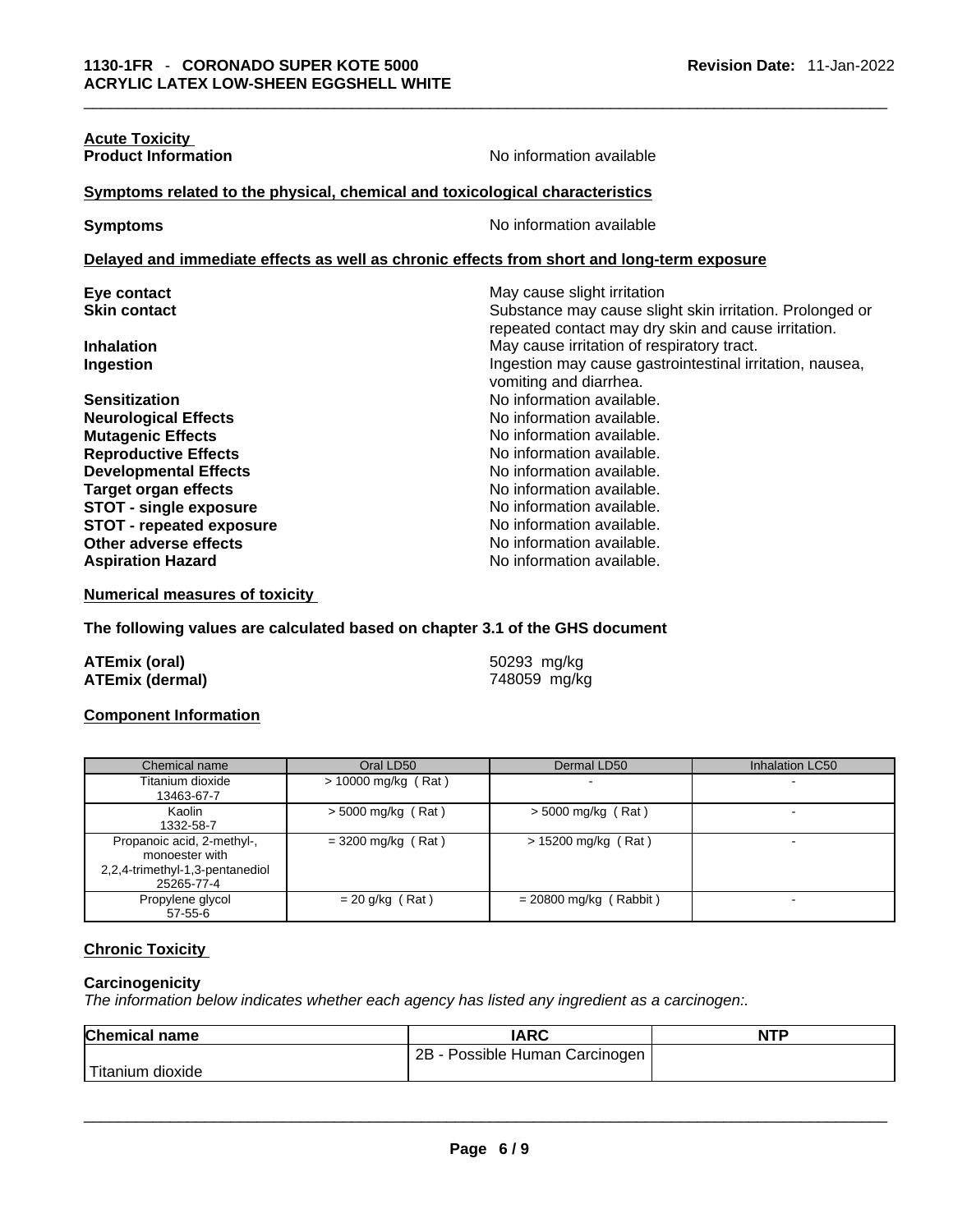**Acute Toxicity**

**Product Information** No information available

**Symptoms related to the physical, chemical and toxicological characteristics**

**Symptoms** No information available

**Delayed and immediate effects as well as chronic effects from short and long-term exposure**

**Eye contact** May cause slight irritation

**Skin contact** Substance may cause slight skin irritation. Prolonged or repeated contact may dry skin and cause irritation.

**Inhalation** May cause irritation of respiratory tract.

**Ingestion** Ingestion may cause gastrointestinal irritation, nausea, vomiting and diarrhea.

**Sensitization** No information available.

**Neurological Effects** No information available.

**Mutagenic Effects** No information available.

**Reproductive Effects** No information available.

**Developmental Effects** No information available.

**Target organ effects** No information available.

**STOT - single exposure** No information available.

**STOT - repeated exposure** No information available.

**Other adverse effects** No information available.

**Aspiration Hazard** No information available.

**Numerical measures of toxicity**

**The following values are calculated based on chapter 3.1 of the GHS document**

**ATEmix (oral)** 50293 mg/kg

**ATEmix (dermal)** 748059 mg/kg

**Component Information**

| Chemical name | Oral LD50 | Dermal LD50 | Inhalation LC50 |
|---|---|---|---|
| Titanium dioxide 13463-67-7 | > 10000 mg/kg ( Rat ) | - | - |
| Kaolin 1332-58-7 | > 5000 mg/kg ( Rat ) | > 5000 mg/kg ( Rat ) | - |
| Propanoic acid, 2-methyl-, monoester with 2,2,4-trimethyl-1,3-pentanediol 25265-77-4 | = 3200 mg/kg ( Rat ) | > 15200 mg/kg ( Rat ) | - |
| Propylene glycol 57-55-6 | = 20 g/kg ( Rat ) | = 20800 mg/kg ( Rabbit ) | - |

**Chronic Toxicity**

**Carcinogenicity**

*The information below indicates whether each agency has listed any ingredient as a carcinogen:.*

| Chemical name | IARC | NTP |
|---|---|---|
| Titanium dioxide | 2B - Possible Human Carcinogen | |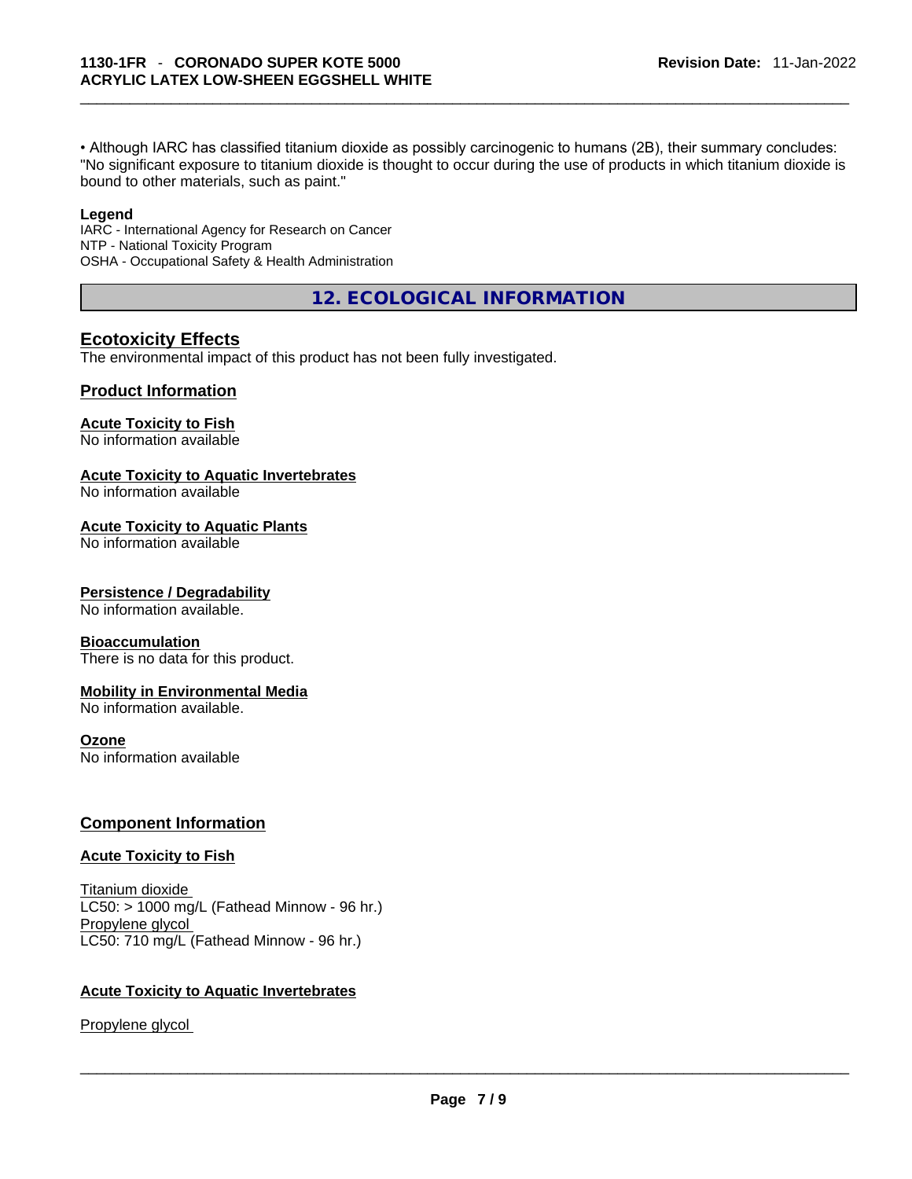• Although IARC has classified titanium dioxide as possibly carcinogenic to humans (2B), their summary concludes: "No significant exposure to titanium dioxide is thought to occur during the use of products in which titanium dioxide is bound to other materials, such as paint."

**Legend**

IARC - International Agency for Research on Cancer
NTP - National Toxicity Program
OSHA - Occupational Safety & Health Administration

## 12. ECOLOGICAL INFORMATION

### Ecotoxicity Effects

The environmental impact of this product has not been fully investigated.

### Product Information

**Acute Toxicity to Fish**
No information available

**Acute Toxicity to Aquatic Invertebrates**
No information available

**Acute Toxicity to Aquatic Plants**
No information available

**Persistence / Degradability**
No information available.

**Bioaccumulation**
There is no data for this product.

**Mobility in Environmental Media**
No information available.

**Ozone**
No information available

### Component Information

**Acute Toxicity to Fish**

Titanium dioxide
LC50: > 1000 mg/L (Fathead Minnow - 96 hr.)
Propylene glycol
LC50: 710 mg/L (Fathead Minnow - 96 hr.)

**Acute Toxicity to Aquatic Invertebrates**

Propylene glycol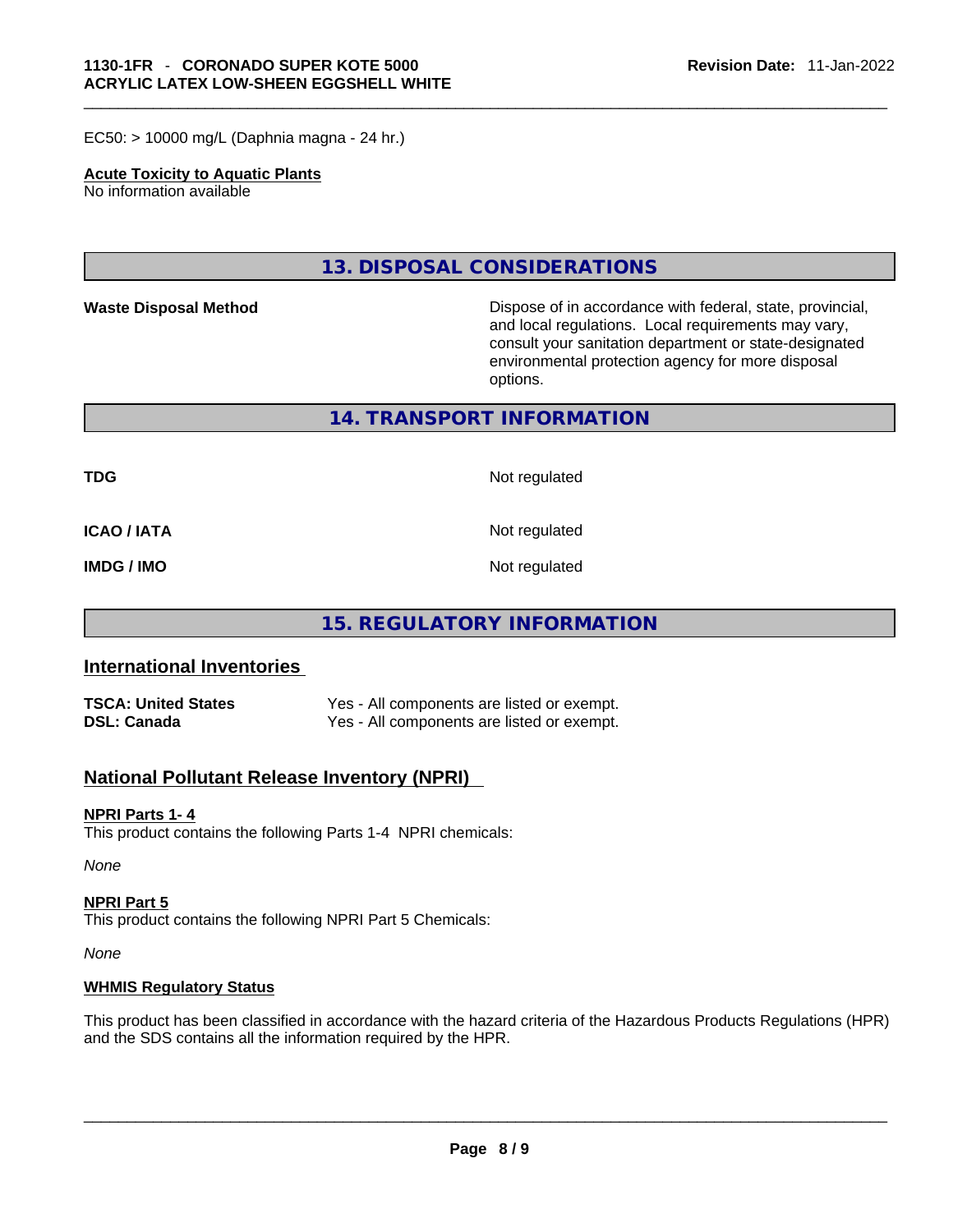EC50: > 10000 mg/L (Daphnia magna - 24 hr.)

**Acute Toxicity to Aquatic Plants**
No information available

## 13. DISPOSAL CONSIDERATIONS

| | |
|---|---|
| **Waste Disposal Method** | Dispose of in accordance with federal, state, provincial, and local regulations. Local requirements may vary, consult your sanitation department or state-designated environmental protection agency for more disposal options. |

## 14. TRANSPORT INFORMATION

| | |
|---|---|
| **TDG** | Not regulated |
| **ICAO / IATA** | Not regulated |
| **IMDG / IMO** | Not regulated |

## 15. REGULATORY INFORMATION

### International Inventories

| | |
|---|---|
| **TSCA: United States** | Yes - All components are listed or exempt. |
| **DSL: Canada** | Yes - All components are listed or exempt. |

### National Pollutant Release Inventory (NPRI)

**NPRI Parts 1- 4**
This product contains the following Parts 1-4 NPRI chemicals:

*None*

**NPRI Part 5**
This product contains the following NPRI Part 5 Chemicals:

*None*

**WHMIS Regulatory Status**

This product has been classified in accordance with the hazard criteria of the Hazardous Products Regulations (HPR) and the SDS contains all the information required by the HPR.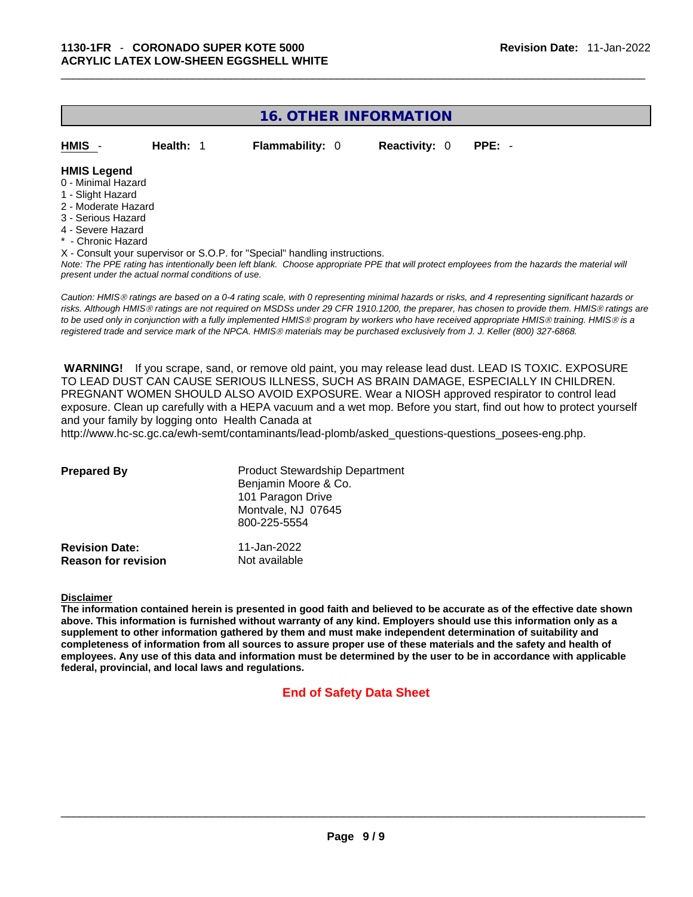## 16. OTHER INFORMATION

| HMIS - | Health: 1 | Flammability: 0 | Reactivity: 0 | PPE: - |
|---|---|---|---|---|

**HMIS Legend**
0 - Minimal Hazard
1 - Slight Hazard
2 - Moderate Hazard
3 - Serious Hazard
4 - Severe Hazard
* - Chronic Hazard
X - Consult your supervisor or S.O.P. for "Special" handling instructions.

*Note: The PPE rating has intentionally been left blank. Choose appropriate PPE that will protect employees from the hazards the material will present under the actual normal conditions of use.*

*Caution: HMIS® ratings are based on a 0-4 rating scale, with 0 representing minimal hazards or risks, and 4 representing significant hazards or risks. Although HMIS® ratings are not required on MSDSs under 29 CFR 1910.1200, the preparer, has chosen to provide them. HMIS® ratings are to be used only in conjunction with a fully implemented HMIS® program by workers who have received appropriate HMIS® training. HMIS® is a registered trade and service mark of the NPCA. HMIS® materials may be purchased exclusively from J. J. Keller (800) 327-6868.*

**WARNING!** If you scrape, sand, or remove old paint, you may release lead dust. LEAD IS TOXIC. EXPOSURE TO LEAD DUST CAN CAUSE SERIOUS ILLNESS, SUCH AS BRAIN DAMAGE, ESPECIALLY IN CHILDREN. PREGNANT WOMEN SHOULD ALSO AVOID EXPOSURE. Wear a NIOSH approved respirator to control lead exposure. Clean up carefully with a HEPA vacuum and a wet mop. Before you start, find out how to protect yourself and your family by logging onto Health Canada at http://www.hc-sc.gc.ca/ewh-semt/contaminants/lead-plomb/asked_questions-questions_posees-eng.php.

**Prepared By**
Product Stewardship Department
Benjamin Moore & Co.
101 Paragon Drive
Montvale, NJ 07645
800-225-5554

**Revision Date:** 11-Jan-2022
**Reason for revision** Not available

**Disclaimer**
**The information contained herein is presented in good faith and believed to be accurate as of the effective date shown above. This information is furnished without warranty of any kind. Employers should use this information only as a supplement to other information gathered by them and must make independent determination of suitability and completeness of information from all sources to assure proper use of these materials and the safety and health of employees. Any use of this data and information must be determined by the user to be in accordance with applicable federal, provincial, and local laws and regulations.**

**End of Safety Data Sheet**